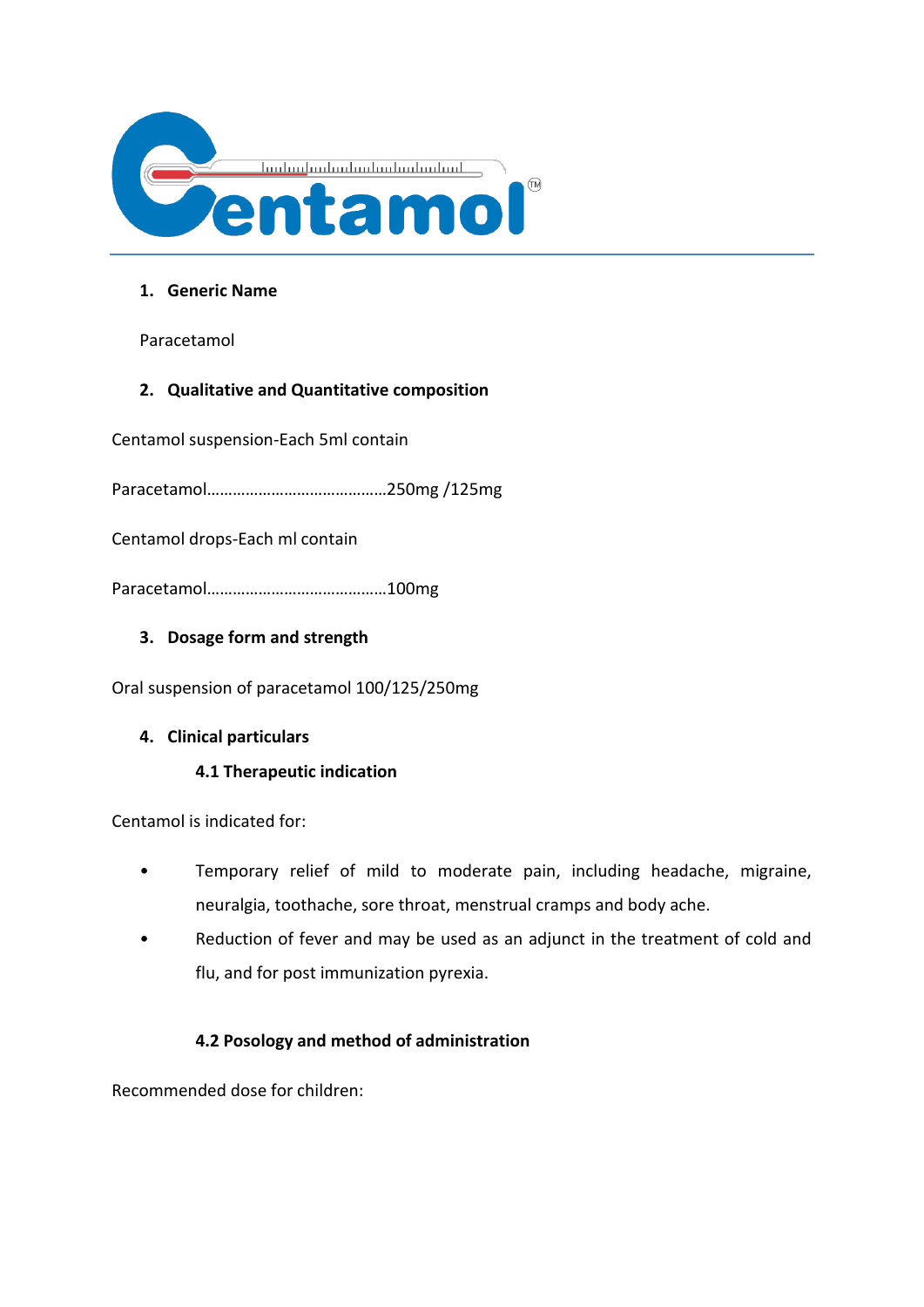Centamol™

1. **Generic Name**

Paracetamol

2. **Qualitative and Quantitative composition**

Centamol suspension-Each 5ml contain

Paracetamol……………………………………250mg /125mg

Centamol drops-Each ml contain

Paracetamol……………………………………100mg

3. **Dosage form and strength**

Oral suspension of paracetamol 100/125/250mg

4. **Clinical particulars**

**4.1 Therapeutic indication**

Centamol is indicated for:

- Temporary relief of mild to moderate pain, including headache, migraine, neuralgia, toothache, sore throat, menstrual cramps and body ache.
- Reduction of fever and may be used as an adjunct in the treatment of cold and flu, and for post immunization pyrexia.

**4.2 Posology and method of administration**

Recommended dose for children: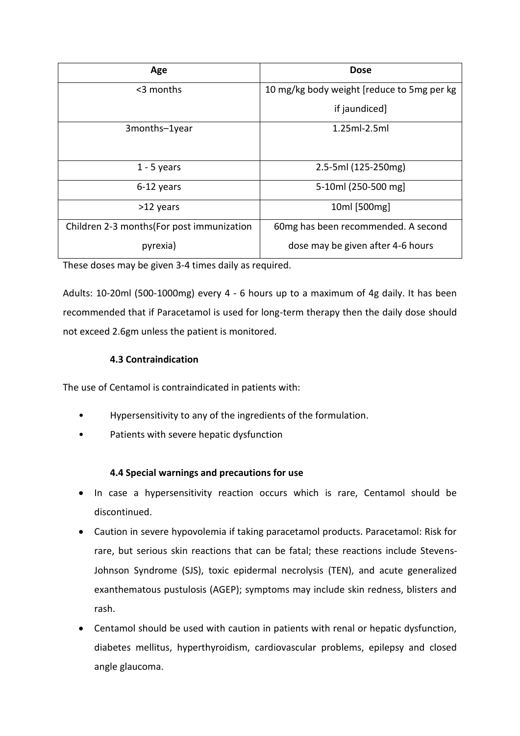| Age | Dose |
|---|---|
| <3 months | 10 mg/kg body weight [reduce to 5mg per kg if jaundiced] |
| 3months–1year | 1.25ml-2.5ml |
| 1 - 5 years | 2.5-5ml (125-250mg) |
| 6-12 years | 5-10ml (250-500 mg] |
| >12 years | 10ml [500mg] |
| Children 2-3 months(For post immunization pyrexia) | 60mg has been recommended. A second dose may be given after 4-6 hours |

These doses may be given 3-4 times daily as required.

Adults: 10-20ml (500-1000mg) every 4 - 6 hours up to a maximum of 4g daily. It has been recommended that if Paracetamol is used for long-term therapy then the daily dose should not exceed 2.6gm unless the patient is monitored.

### 4.3 Contraindication

The use of Centamol is contraindicated in patients with:

- Hypersensitivity to any of the ingredients of the formulation.
- Patients with severe hepatic dysfunction

### 4.4 Special warnings and precautions for use

- In case a hypersensitivity reaction occurs which is rare, Centamol should be discontinued.
- Caution in severe hypovolemia if taking paracetamol products. Paracetamol: Risk for rare, but serious skin reactions that can be fatal; these reactions include Stevens-Johnson Syndrome (SJS), toxic epidermal necrolysis (TEN), and acute generalized exanthematous pustulosis (AGEP); symptoms may include skin redness, blisters and rash.
- Centamol should be used with caution in patients with renal or hepatic dysfunction, diabetes mellitus, hyperthyroidism, cardiovascular problems, epilepsy and closed angle glaucoma.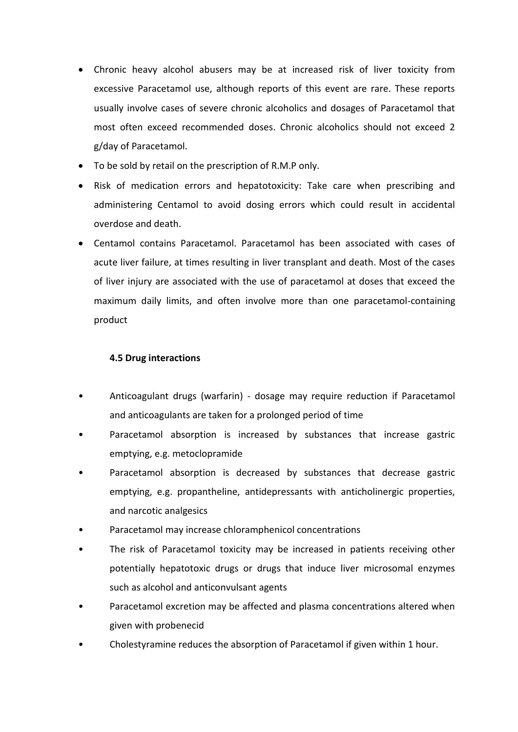- Chronic heavy alcohol abusers may be at increased risk of liver toxicity from excessive Paracetamol use, although reports of this event are rare. These reports usually involve cases of severe chronic alcoholics and dosages of Paracetamol that most often exceed recommended doses. Chronic alcoholics should not exceed 2 g/day of Paracetamol.
- To be sold by retail on the prescription of R.M.P only.
- Risk of medication errors and hepatotoxicity: Take care when prescribing and administering Centamol to avoid dosing errors which could result in accidental overdose and death.
- Centamol contains Paracetamol. Paracetamol has been associated with cases of acute liver failure, at times resulting in liver transplant and death. Most of the cases of liver injury are associated with the use of paracetamol at doses that exceed the maximum daily limits, and often involve more than one paracetamol-containing product

### 4.5 Drug interactions

- Anticoagulant drugs (warfarin) - dosage may require reduction if Paracetamol and anticoagulants are taken for a prolonged period of time
- Paracetamol absorption is increased by substances that increase gastric emptying, e.g. metoclopramide
- Paracetamol absorption is decreased by substances that decrease gastric emptying, e.g. propantheline, antidepressants with anticholinergic properties, and narcotic analgesics
- Paracetamol may increase chloramphenicol concentrations
- The risk of Paracetamol toxicity may be increased in patients receiving other potentially hepatotoxic drugs or drugs that induce liver microsomal enzymes such as alcohol and anticonvulsant agents
- Paracetamol excretion may be affected and plasma concentrations altered when given with probenecid
- Cholestyramine reduces the absorption of Paracetamol if given within 1 hour.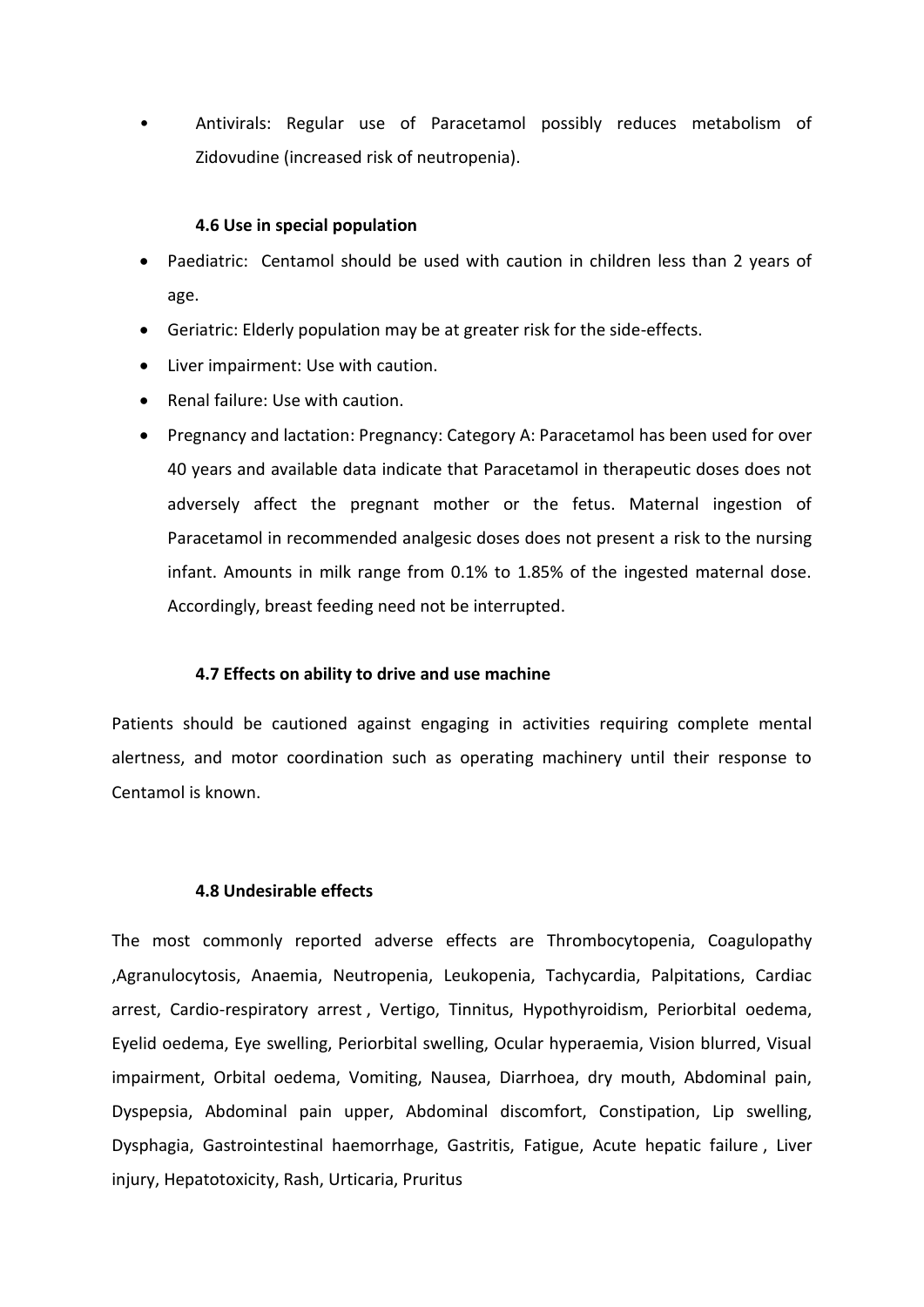- Antivirals: Regular use of Paracetamol possibly reduces metabolism of Zidovudine (increased risk of neutropenia).

#### 4.6 Use in special population

- Paediatric: Centamol should be used with caution in children less than 2 years of age.
- Geriatric: Elderly population may be at greater risk for the side-effects.
- Liver impairment: Use with caution.
- Renal failure: Use with caution.
- Pregnancy and lactation: Pregnancy: Category A: Paracetamol has been used for over 40 years and available data indicate that Paracetamol in therapeutic doses does not adversely affect the pregnant mother or the fetus. Maternal ingestion of Paracetamol in recommended analgesic doses does not present a risk to the nursing infant. Amounts in milk range from 0.1% to 1.85% of the ingested maternal dose. Accordingly, breast feeding need not be interrupted.

#### 4.7 Effects on ability to drive and use machine

Patients should be cautioned against engaging in activities requiring complete mental alertness, and motor coordination such as operating machinery until their response to Centamol is known.

#### 4.8 Undesirable effects

The most commonly reported adverse effects are Thrombocytopenia, Coagulopathy ,Agranulocytosis, Anaemia, Neutropenia, Leukopenia, Tachycardia, Palpitations, Cardiac arrest, Cardio-respiratory arrest , Vertigo, Tinnitus, Hypothyroidism, Periorbital oedema, Eyelid oedema, Eye swelling, Periorbital swelling, Ocular hyperaemia, Vision blurred, Visual impairment, Orbital oedema, Vomiting, Nausea, Diarrhoea, dry mouth, Abdominal pain, Dyspepsia, Abdominal pain upper, Abdominal discomfort, Constipation, Lip swelling, Dysphagia, Gastrointestinal haemorrhage, Gastritis, Fatigue, Acute hepatic failure , Liver injury, Hepatotoxicity, Rash, Urticaria, Pruritus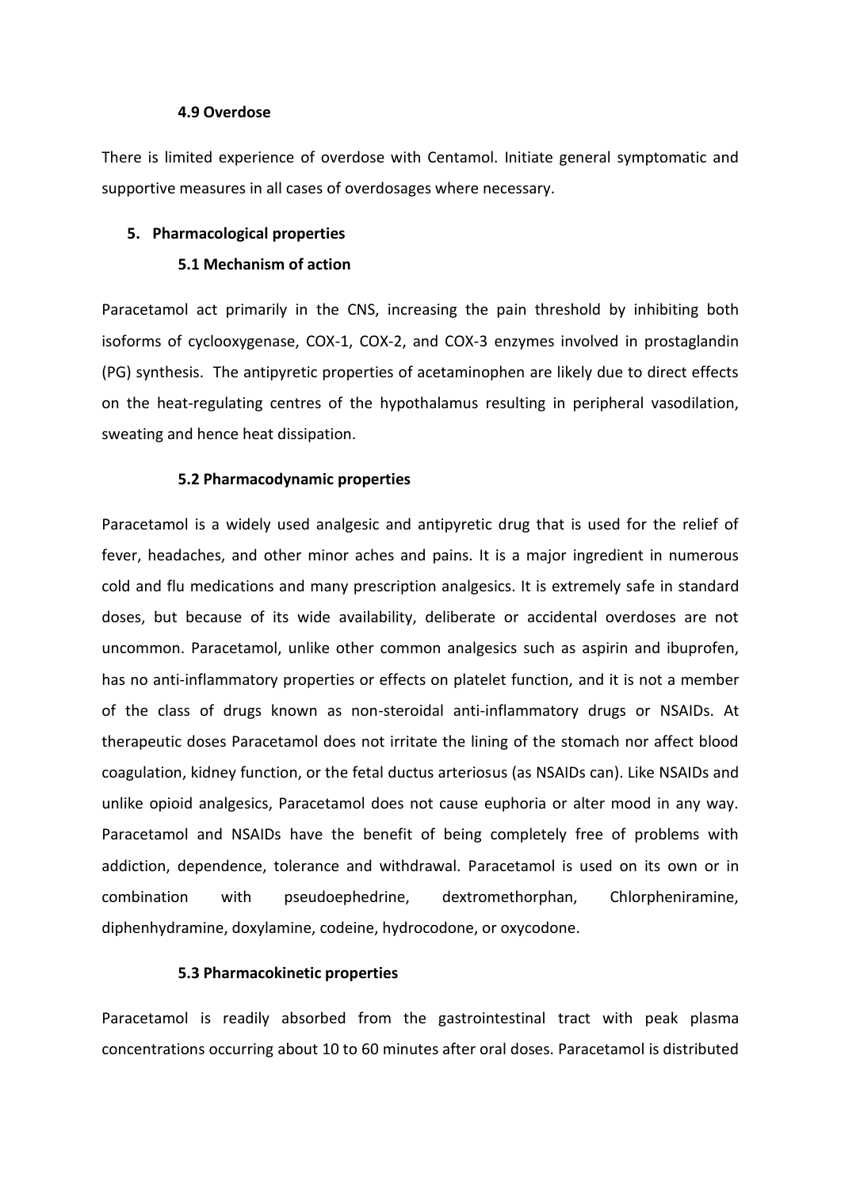### 4.9 Overdose

There is limited experience of overdose with Centamol. Initiate general symptomatic and supportive measures in all cases of overdosages where necessary.

## 5. Pharmacological properties

### 5.1 Mechanism of action

Paracetamol act primarily in the CNS, increasing the pain threshold by inhibiting both isoforms of cyclooxygenase, COX-1, COX-2, and COX-3 enzymes involved in prostaglandin (PG) synthesis. The antipyretic properties of acetaminophen are likely due to direct effects on the heat-regulating centres of the hypothalamus resulting in peripheral vasodilation, sweating and hence heat dissipation.

### 5.2 Pharmacodynamic properties

Paracetamol is a widely used analgesic and antipyretic drug that is used for the relief of fever, headaches, and other minor aches and pains. It is a major ingredient in numerous cold and flu medications and many prescription analgesics. It is extremely safe in standard doses, but because of its wide availability, deliberate or accidental overdoses are not uncommon. Paracetamol, unlike other common analgesics such as aspirin and ibuprofen, has no anti-inflammatory properties or effects on platelet function, and it is not a member of the class of drugs known as non-steroidal anti-inflammatory drugs or NSAIDs. At therapeutic doses Paracetamol does not irritate the lining of the stomach nor affect blood coagulation, kidney function, or the fetal ductus arteriosus (as NSAIDs can). Like NSAIDs and unlike opioid analgesics, Paracetamol does not cause euphoria or alter mood in any way. Paracetamol and NSAIDs have the benefit of being completely free of problems with addiction, dependence, tolerance and withdrawal. Paracetamol is used on its own or in combination with pseudoephedrine, dextromethorphan, Chlorpheniramine, diphenhydramine, doxylamine, codeine, hydrocodone, or oxycodone.

### 5.3 Pharmacokinetic properties

Paracetamol is readily absorbed from the gastrointestinal tract with peak plasma concentrations occurring about 10 to 60 minutes after oral doses. Paracetamol is distributed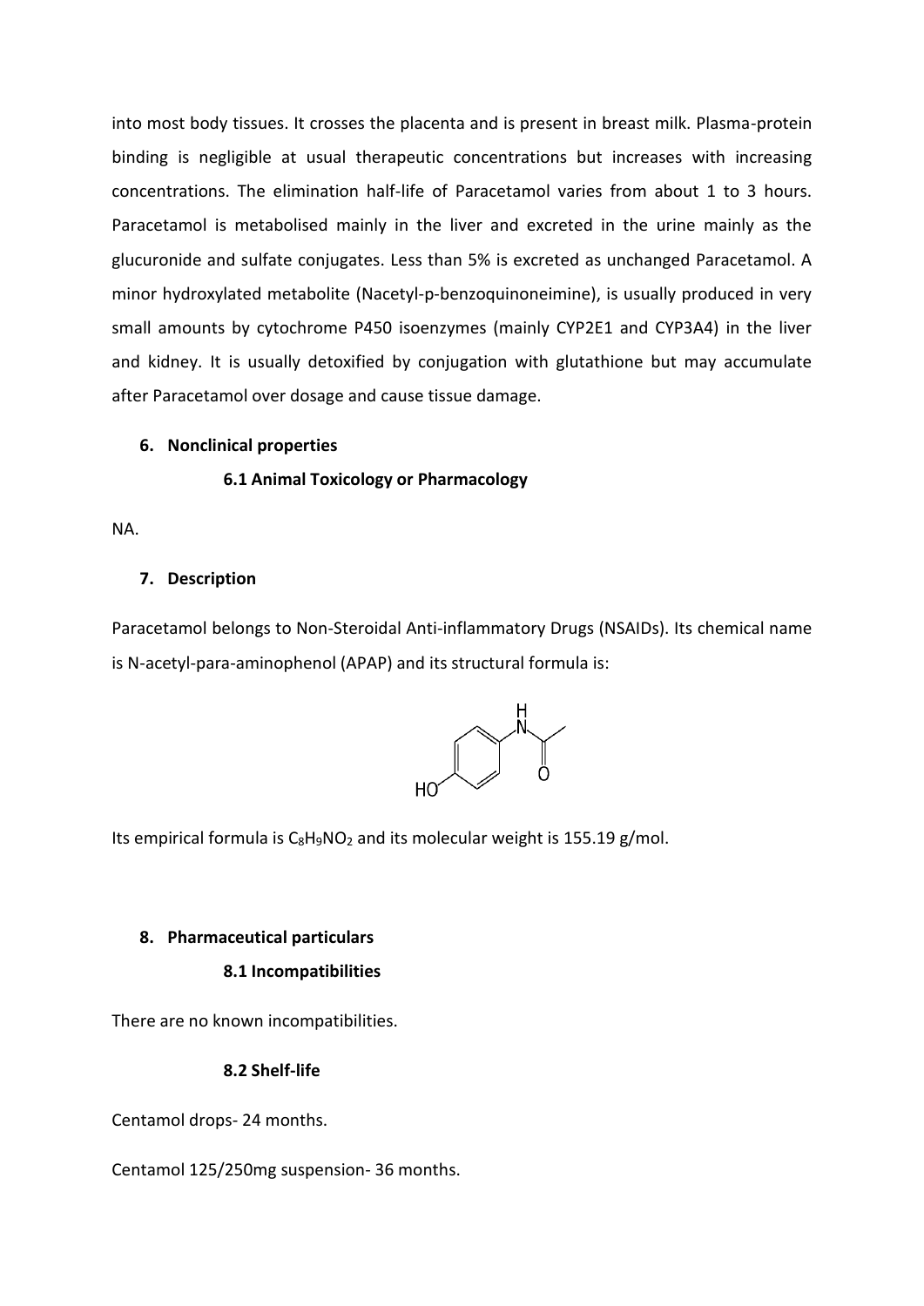into most body tissues. It crosses the placenta and is present in breast milk. Plasma-protein binding is negligible at usual therapeutic concentrations but increases with increasing concentrations. The elimination half-life of Paracetamol varies from about 1 to 3 hours. Paracetamol is metabolised mainly in the liver and excreted in the urine mainly as the glucuronide and sulfate conjugates. Less than 5% is excreted as unchanged Paracetamol. A minor hydroxylated metabolite (Nacetyl-p-benzoquinoneimine), is usually produced in very small amounts by cytochrome P450 isoenzymes (mainly CYP2E1 and CYP3A4) in the liver and kidney. It is usually detoxified by conjugation with glutathione but may accumulate after Paracetamol over dosage and cause tissue damage.

## 6. Nonclinical properties

### 6.1 Animal Toxicology or Pharmacology

NA.

## 7. Description

Paracetamol belongs to Non-Steroidal Anti-inflammatory Drugs (NSAIDs). Its chemical name is N-acetyl-para-aminophenol (APAP) and its structural formula is:

Its empirical formula is $C_8H_9NO_2$ and its molecular weight is 155.19 g/mol.

## 8. Pharmaceutical particulars

### 8.1 Incompatibilities

There are no known incompatibilities.

### 8.2 Shelf-life

Centamol drops- 24 months.

Centamol 125/250mg suspension- 36 months.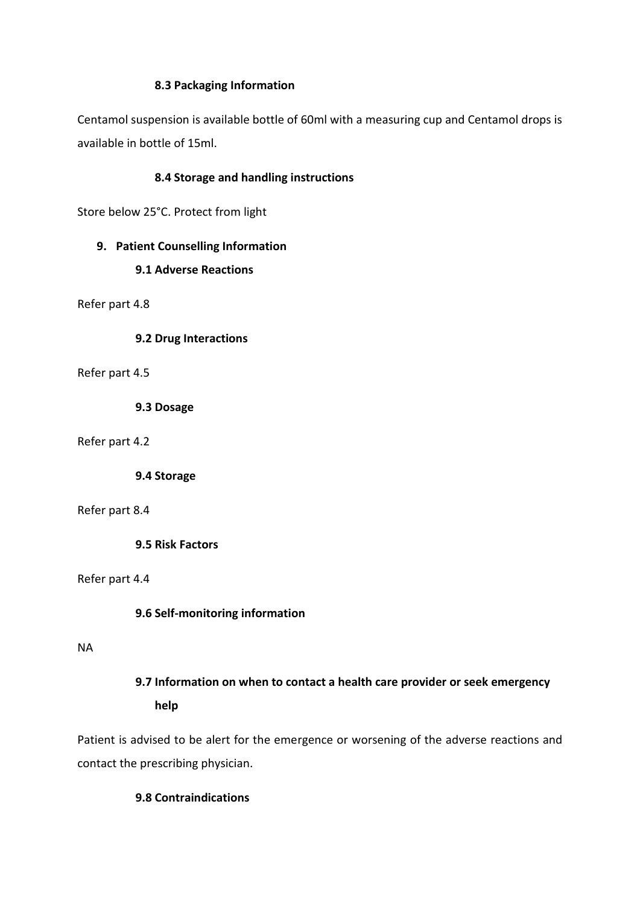### 8.3 Packaging Information

Centamol suspension is available bottle of 60ml with a measuring cup and Centamol drops is available in bottle of 15ml.

### 8.4 Storage and handling instructions

Store below 25°C. Protect from light

## 9. Patient Counselling Information

### 9.1 Adverse Reactions

Refer part 4.8

### 9.2 Drug Interactions

Refer part 4.5

### 9.3 Dosage

Refer part 4.2

### 9.4 Storage

Refer part 8.4

### 9.5 Risk Factors

Refer part 4.4

### 9.6 Self-monitoring information

NA

### 9.7 Information on when to contact a health care provider or seek emergency help

Patient is advised to be alert for the emergence or worsening of the adverse reactions and contact the prescribing physician.

### 9.8 Contraindications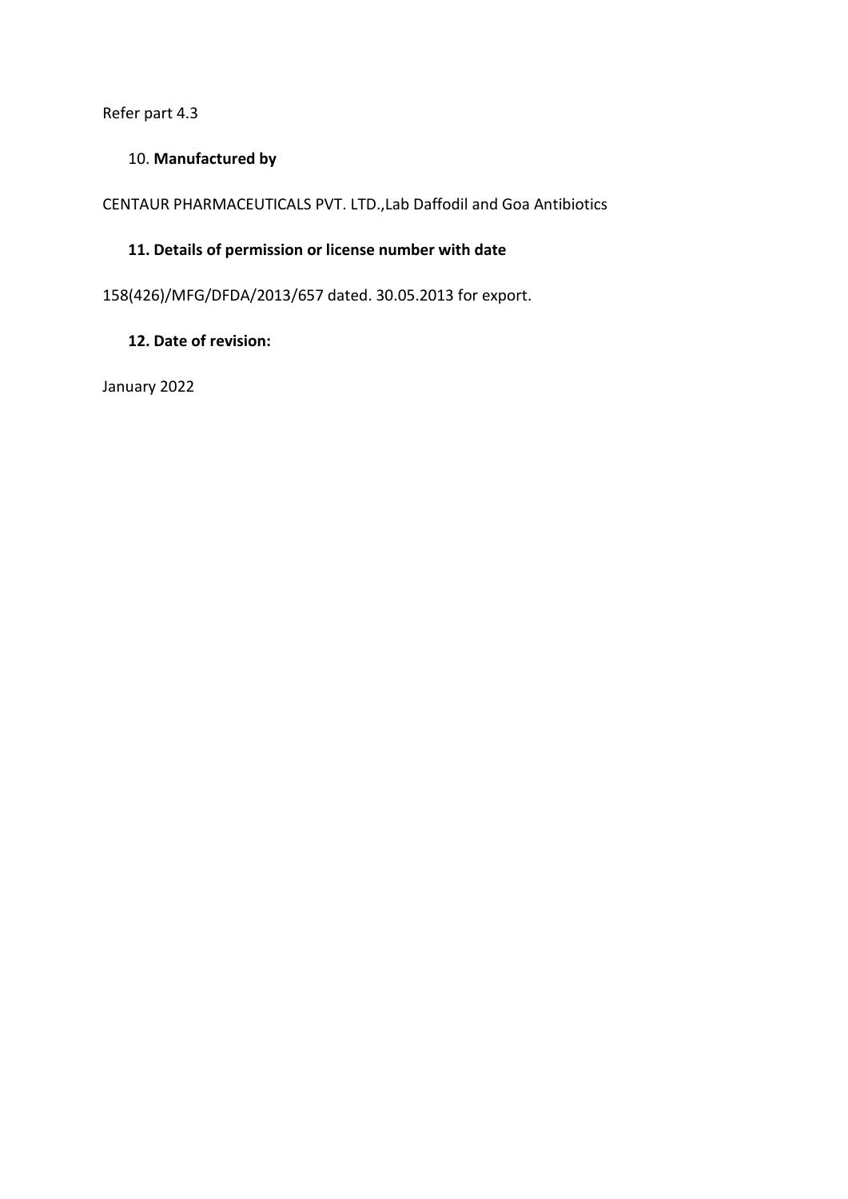Refer part 4.3

## 10. **Manufactured by**

CENTAUR PHARMACEUTICALS PVT. LTD.,Lab Daffodil and Goa Antibiotics

## **11. Details of permission or license number with date**

158(426)/MFG/DFDA/2013/657 dated. 30.05.2013 for export.

## **12. Date of revision:**

January 2022